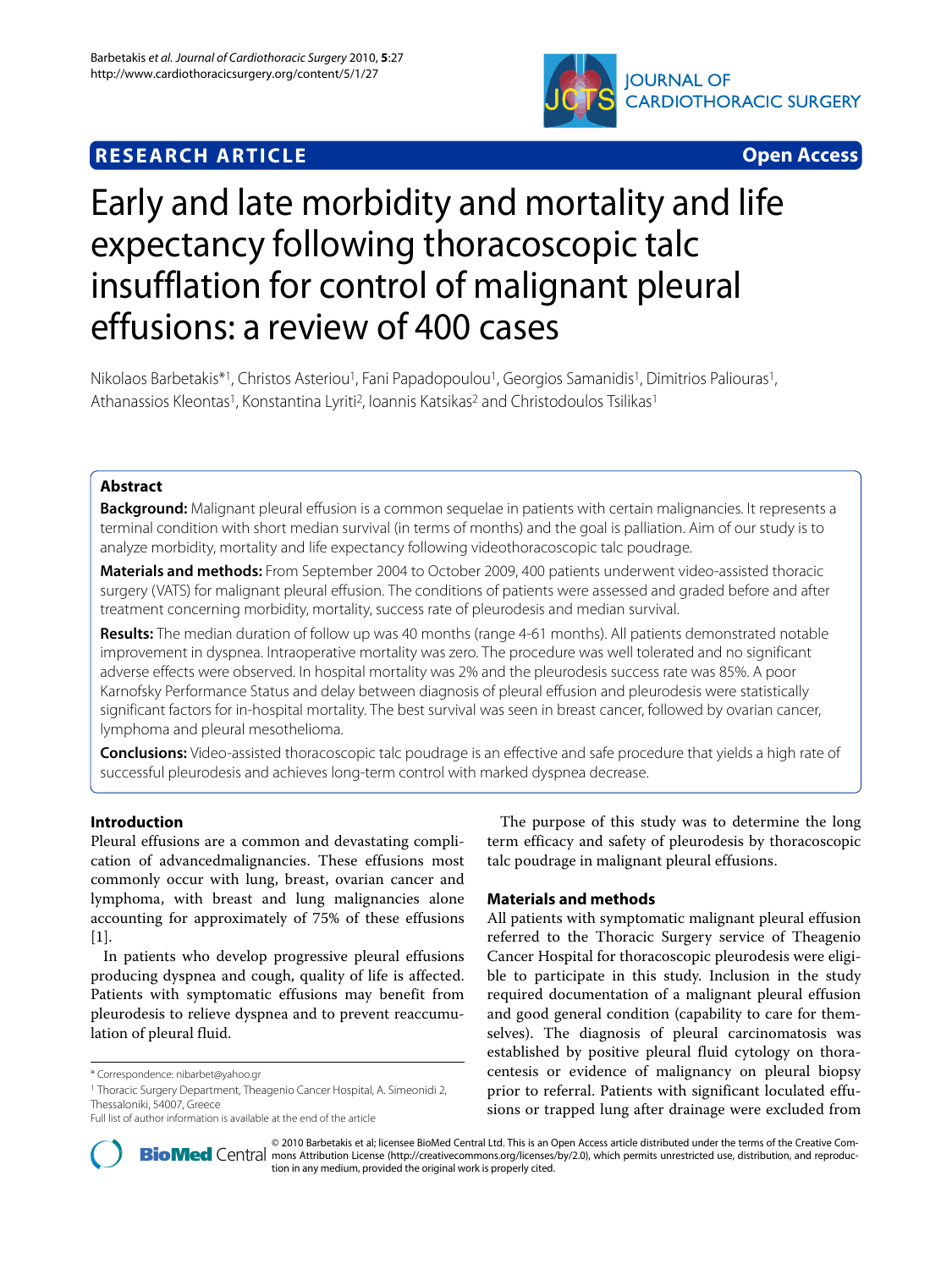**RESEARCH ARTICLE** **Open Access**

# Early and late morbidity and mortality and life expectancy following thoracoscopic talc insufflation for control of malignant pleural effusions: a review of 400 cases

Nikolaos Barbetakis*[1], Christos Asteriou[1], Fani Papadopoulou[1], Georgios Samanidis[1], Dimitrios Paliouras[1], Athanassios Kleontas[1], Konstantina Lyriti[2], Ioannis Katsikas[2] and Christodoulos Tsilikas[1]

## Abstract

**Background:** Malignant pleural effusion is a common sequelae in patients with certain malignancies. It represents a terminal condition with short median survival (in terms of months) and the goal is palliation. Aim of our study is to analyze morbidity, mortality and life expectancy following videothoracoscopic talc poudrage.

**Materials and methods:** From September 2004 to October 2009, 400 patients underwent video-assisted thoracic surgery (VATS) for malignant pleural effusion. The conditions of patients were assessed and graded before and after treatment concerning morbidity, mortality, success rate of pleurodesis and median survival.

**Results:** The median duration of follow up was 40 months (range 4-61 months). All patients demonstrated notable improvement in dyspnea. Intraoperative mortality was zero. The procedure was well tolerated and no significant adverse effects were observed. In hospital mortality was 2% and the pleurodesis success rate was 85%. A poor Karnofsky Performance Status and delay between diagnosis of pleural effusion and pleurodesis were statistically significant factors for in-hospital mortality. The best survival was seen in breast cancer, followed by ovarian cancer, lymphoma and pleural mesothelioma.

**Conclusions:** Video-assisted thoracoscopic talc poudrage is an effective and safe procedure that yields a high rate of successful pleurodesis and achieves long-term control with marked dyspnea decrease.

## Introduction

Pleural effusions are a common and devastating complication of advancedmalignancies. These effusions most commonly occur with lung, breast, ovarian cancer and lymphoma, with breast and lung malignancies alone accounting for approximately of 75% of these effusions [1].

In patients who develop progressive pleural effusions producing dyspnea and cough, quality of life is affected. Patients with symptomatic effusions may benefit from pleurodesis to relieve dyspnea and to prevent reaccumulation of pleural fluid.

The purpose of this study was to determine the long term efficacy and safety of pleurodesis by thoracoscopic talc poudrage in malignant pleural effusions.

## Materials and methods

All patients with symptomatic malignant pleural effusion referred to the Thoracic Surgery service of Theagenio Cancer Hospital for thoracoscopic pleurodesis were eligible to participate in this study. Inclusion in the study required documentation of a malignant pleural effusion and good general condition (capability to care for themselves). The diagnosis of pleural carcinomatosis was established by positive pleural fluid cytology on thoracentesis or evidence of malignancy on pleural biopsy prior to referral. Patients with significant loculated effusions or trapped lung after drainage were excluded from

\* Correspondence: nibarbet@yahoo.gr

[1] Thoracic Surgery Department, Theagenio Cancer Hospital, A. Simeonidi 2, Thessaloniki, 54007, Greece

Full list of author information is available at the end of the article

© 2010 Barbetakis et al; licensee BioMed Central Ltd. This is an Open Access article distributed under the terms of the Creative Commons Attribution License (http://creativecommons.org/licenses/by/2.0), which permits unrestricted use, distribution, and reproduction in any medium, provided the original work is properly cited.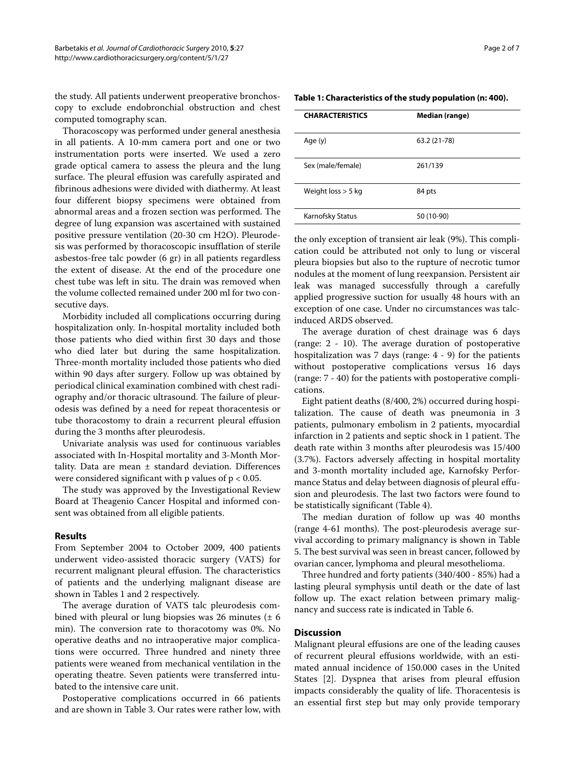the study. All patients underwent preoperative bronchoscopy to exclude endobronchial obstruction and chest computed tomography scan.

Thoracoscopy was performed under general anesthesia in all patients. A 10-mm camera port and one or two instrumentation ports were inserted. We used a zero grade optical camera to assess the pleura and the lung surface. The pleural effusion was carefully aspirated and fibrinous adhesions were divided with diathermy. At least four different biopsy specimens were obtained from abnormal areas and a frozen section was performed. The degree of lung expansion was ascertained with sustained positive pressure ventilation (20-30 cm $H_2O$). Pleurodesis was performed by thoracoscopic insufflation of sterile asbestos-free talc powder (6 gr) in all patients regardless the extent of disease. At the end of the procedure one chest tube was left in situ. The drain was removed when the volume collected remained under 200 ml for two consecutive days.

Morbidity included all complications occurring during hospitalization only. In-hospital mortality included both those patients who died within first 30 days and those who died later but during the same hospitalization. Three-month mortality included those patients who died within 90 days after surgery. Follow up was obtained by periodical clinical examination combined with chest radiography and/or thoracic ultrasound. The failure of pleurodesis was defined by a need for repeat thoracentesis or tube thoracostomy to drain a recurrent pleural effusion during the 3 months after pleurodesis.

Univariate analysis was used for continuous variables associated with In-Hospital mortality and 3-Month Mortality. Data are mean ± standard deviation. Differences were considered significant with p values of $p < 0.05$.

The study was approved by the Investigational Review Board at Theagenio Cancer Hospital and informed consent was obtained from all eligible patients.

## Results

From September 2004 to October 2009, 400 patients underwent video-assisted thoracic surgery (VATS) for recurrent malignant pleural effusion. The characteristics of patients and the underlying malignant disease are shown in Tables 1 and 2 respectively.

**Table 1: Characteristics of the study population (n: 400).**

| CHARACTERISTICS | Median (range) |
|---|---|
| Age (y) | 63.2 (21-78) |
| Sex (male/female) | 261/139 |
| Weight loss > 5 kg | 84 pts |
| Karnofsky Status | 50 (10-90) |

The average duration of VATS talc pleurodesis combined with pleural or lung biopsies was 26 minutes (± 6 min). The conversion rate to thoracotomy was 0%. No operative deaths and no intraoperative major complications were occurred. Three hundred and ninety three patients were weaned from mechanical ventilation in the operating theatre. Seven patients were transferred intubated to the intensive care unit.

Postoperative complications occurred in 66 patients and are shown in Table 3. Our rates were rather low, with the only exception of transient air leak (9%). This complication could be attributed not only to lung or visceral pleura biopsies but also to the rupture of necrotic tumor nodules at the moment of lung reexpansion. Persistent air leak was managed successfully through a carefully applied progressive suction for usually 48 hours with an exception of one case. Under no circumstances was talc-induced ARDS observed.

The average duration of chest drainage was 6 days (range: 2 - 10). The average duration of postoperative hospitalization was 7 days (range: 4 - 9) for the patients without postoperative complications versus 16 days (range: 7 - 40) for the patients with postoperative complications.

Eight patient deaths (8/400, 2%) occurred during hospitalization. The cause of death was pneumonia in 3 patients, pulmonary embolism in 2 patients, myocardial infarction in 2 patients and septic shock in 1 patient. The death rate within 3 months after pleurodesis was 15/400 (3.7%). Factors adversely affecting in hospital mortality and 3-month mortality included age, Karnofsky Performance Status and delay between diagnosis of pleural effusion and pleurodesis. The last two factors were found to be statistically significant (Table 4).

The median duration of follow up was 40 months (range 4-61 months). The post-pleurodesis average survival according to primary malignancy is shown in Table 5. The best survival was seen in breast cancer, followed by ovarian cancer, lymphoma and pleural mesothelioma.

Three hundred and forty patients (340/400 - 85%) had a lasting pleural symphysis until death or the date of last follow up. The exact relation between primary malignancy and success rate is indicated in Table 6.

## Discussion

Malignant pleural effusions are one of the leading causes of recurrent pleural effusions worldwide, with an estimated annual incidence of 150.000 cases in the United States [2]. Dyspnea that arises from pleural effusion impacts considerably the quality of life. Thoracentesis is an essential first step but may only provide temporary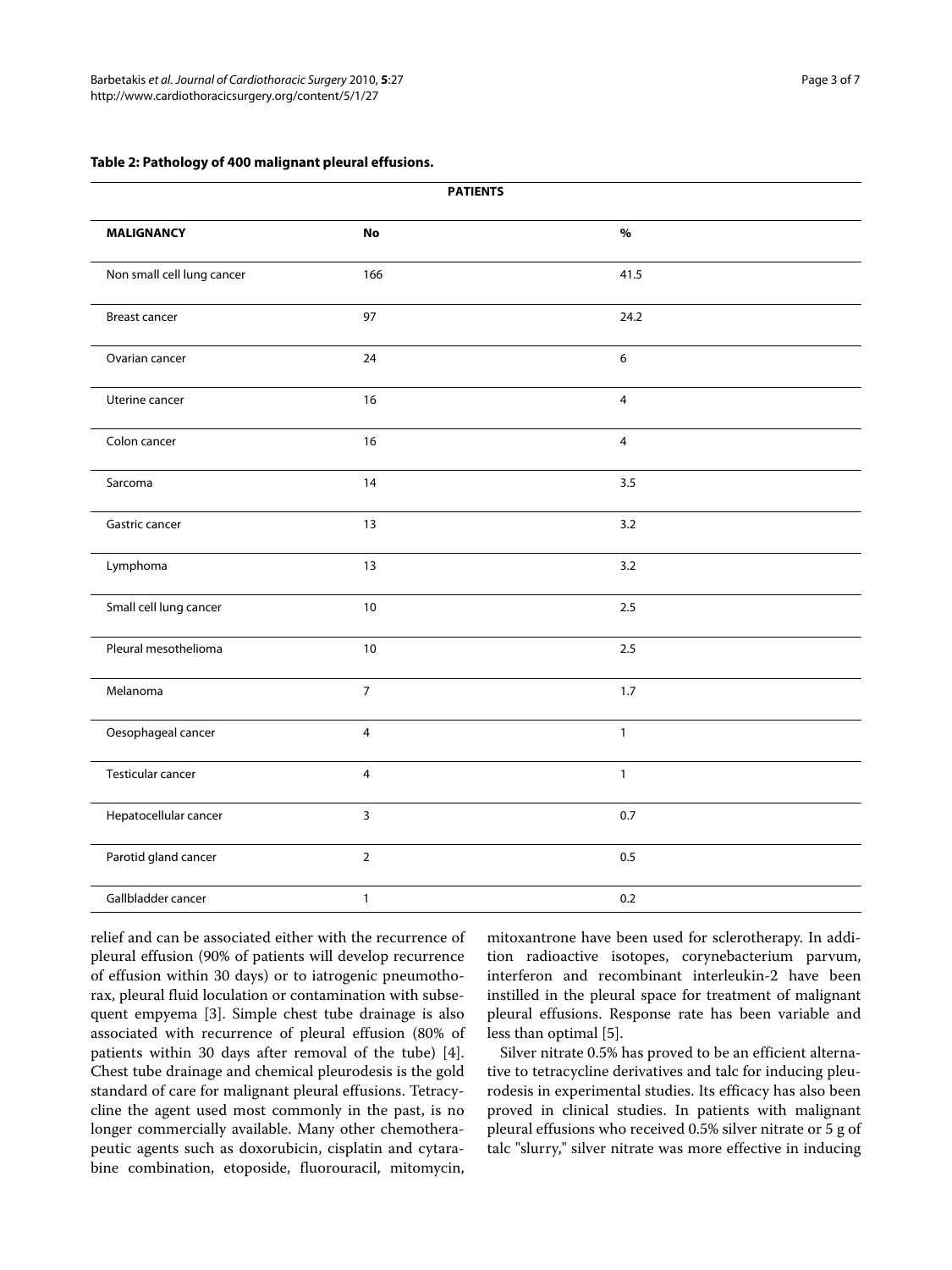**Table 2: Pathology of 400 malignant pleural effusions.**

| | PATIENTS | |
|---|---|---|
| **MALIGNANCY** | **No** | **%** |
| Non small cell lung cancer | 166 | 41.5 |
| Breast cancer | 97 | 24.2 |
| Ovarian cancer | 24 | 6 |
| Uterine cancer | 16 | 4 |
| Colon cancer | 16 | 4 |
| Sarcoma | 14 | 3.5 |
| Gastric cancer | 13 | 3.2 |
| Lymphoma | 13 | 3.2 |
| Small cell lung cancer | 10 | 2.5 |
| Pleural mesothelioma | 10 | 2.5 |
| Melanoma | 7 | 1.7 |
| Oesophageal cancer | 4 | 1 |
| Testicular cancer | 4 | 1 |
| Hepatocellular cancer | 3 | 0.7 |
| Parotid gland cancer | 2 | 0.5 |
| Gallbladder cancer | 1 | 0.2 |

relief and can be associated either with the recurrence of pleural effusion (90% of patients will develop recurrence of effusion within 30 days) or to iatrogenic pneumothorax, pleural fluid loculation or contamination with subsequent empyema [3]. Simple chest tube drainage is also associated with recurrence of pleural effusion (80% of patients within 30 days after removal of the tube) [4]. Chest tube drainage and chemical pleurodesis is the gold standard of care for malignant pleural effusions. Tetracycline the agent used most commonly in the past, is no longer commercially available. Many other chemotherapeutic agents such as doxorubicin, cisplatin and cytarabine combination, etoposide, fluorouracil, mitomycin, mitoxantrone have been used for sclerotherapy. In addition radioactive isotopes, corynebacterium parvum, interferon and recombinant interleukin-2 have been instilled in the pleural space for treatment of malignant pleural effusions. Response rate has been variable and less than optimal [5].

Silver nitrate 0.5% has proved to be an efficient alternative to tetracycline derivatives and talc for inducing pleurodesis in experimental studies. Its efficacy has also been proved in clinical studies. In patients with malignant pleural effusions who received 0.5% silver nitrate or 5 g of talc "slurry," silver nitrate was more effective in inducing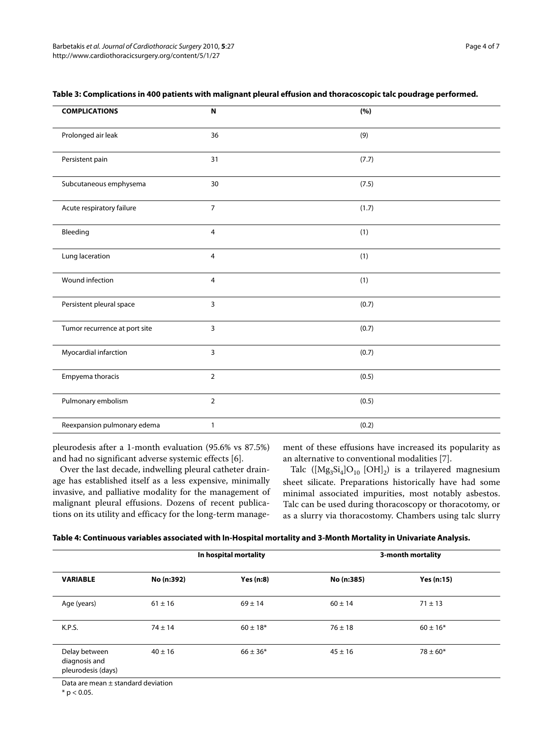**Table 3: Complications in 400 patients with malignant pleural effusion and thoracoscopic talc poudrage performed.**

| COMPLICATIONS | N | (%) |
| --- | --- | --- |
| Prolonged air leak | 36 | (9) |
| Persistent pain | 31 | (7.7) |
| Subcutaneous emphysema | 30 | (7.5) |
| Acute respiratory failure | 7 | (1.7) |
| Bleeding | 4 | (1) |
| Lung laceration | 4 | (1) |
| Wound infection | 4 | (1) |
| Persistent pleural space | 3 | (0.7) |
| Tumor recurrence at port site | 3 | (0.7) |
| Myocardial infarction | 3 | (0.7) |
| Empyema thoracis | 2 | (0.5) |
| Pulmonary embolism | 2 | (0.5) |
| Reexpansion pulmonary edema | 1 | (0.2) |

pleurodesis after a 1-month evaluation (95.6% vs 87.5%) and had no significant adverse systemic effects [6].

Over the last decade, indwelling pleural catheter drainage has established itself as a less expensive, minimally invasive, and palliative modality for the management of malignant pleural effusions. Dozens of recent publications on its utility and efficacy for the long-term management of these effusions have increased its popularity as an alternative to conventional modalities [7].

Talc ($[Mg_3Si_4]O_{10}[OH]_2$) is a trilayered magnesium sheet silicate. Preparations historically have had some minimal associated impurities, most notably asbestos. Talc can be used during thoracoscopy or thoracotomy, or as a slurry via thoracostomy. Chambers using talc slurry

**Table 4: Continuous variables associated with In-Hospital mortality and 3-Month Mortality in Univariate Analysis.**

| | In hospital mortality | | 3-month mortality | |
| --- | --- | --- | --- | --- |
| VARIABLE | No (n:392) | Yes (n:8) | No (n:385) | Yes (n:15) |
| Age (years) | 61 ± 16 | 69 ± 14 | 60 ± 14 | 71 ± 13 |
| K.P.S. | 74 ± 14 | 60 ± 18* | 76 ± 18 | 60 ± 16* |
| Delay between diagnosis and pleurodesis (days) | 40 ± 16 | 66 ± 36* | 45 ± 16 | 78 ± 60* |

Data are mean ± standard deviation

* $p < 0.05$.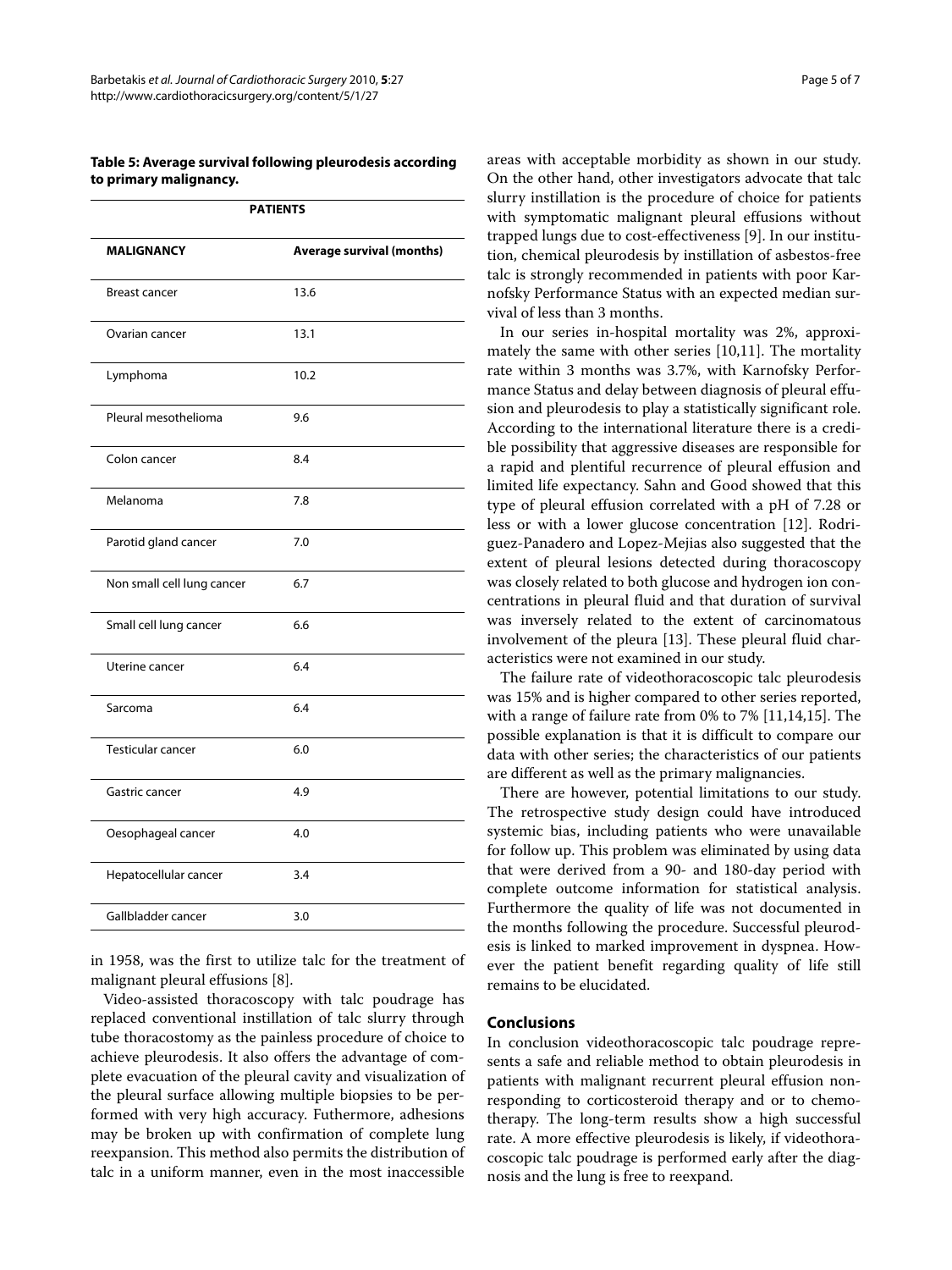**Table 5: Average survival following pleurodesis according to primary malignancy.**

| PATIENTS | |
|---|---|
| **MALIGNANCY** | **Average survival (months)** |
| Breast cancer | 13.6 |
| Ovarian cancer | 13.1 |
| Lymphoma | 10.2 |
| Pleural mesothelioma | 9.6 |
| Colon cancer | 8.4 |
| Melanoma | 7.8 |
| Parotid gland cancer | 7.0 |
| Non small cell lung cancer | 6.7 |
| Small cell lung cancer | 6.6 |
| Uterine cancer | 6.4 |
| Sarcoma | 6.4 |
| Testicular cancer | 6.0 |
| Gastric cancer | 4.9 |
| Oesophageal cancer | 4.0 |
| Hepatocellular cancer | 3.4 |
| Gallbladder cancer | 3.0 |

in 1958, was the first to utilize talc for the treatment of malignant pleural effusions [8].

Video-assisted thoracoscopy with talc poudrage has replaced conventional instillation of talc slurry through tube thoracostomy as the painless procedure of choice to achieve pleurodesis. It also offers the advantage of complete evacuation of the pleural cavity and visualization of the pleural surface allowing multiple biopsies to be performed with very high accuracy. Futhermore, adhesions may be broken up with confirmation of complete lung reexpansion. This method also permits the distribution of talc in a uniform manner, even in the most inaccessible areas with acceptable morbidity as shown in our study. On the other hand, other investigators advocate that talc slurry instillation is the procedure of choice for patients with symptomatic malignant pleural effusions without trapped lungs due to cost-effectiveness [9]. In our institution, chemical pleurodesis by instillation of asbestos-free talc is strongly recommended in patients with poor Karnofsky Performance Status with an expected median survival of less than 3 months.

In our series in-hospital mortality was 2%, approximately the same with other series [10,11]. The mortality rate within 3 months was 3.7%, with Karnofsky Performance Status and delay between diagnosis of pleural effusion and pleurodesis to play a statistically significant role. According to the international literature there is a credible possibility that aggressive diseases are responsible for a rapid and plentiful recurrence of pleural effusion and limited life expectancy. Sahn and Good showed that this type of pleural effusion correlated with a pH of 7.28 or less or with a lower glucose concentration [12]. Rodriguez-Panadero and Lopez-Mejias also suggested that the extent of pleural lesions detected during thoracoscopy was closely related to both glucose and hydrogen ion concentrations in pleural fluid and that duration of survival was inversely related to the extent of carcinomatous involvement of the pleura [13]. These pleural fluid characteristics were not examined in our study.

The failure rate of videothoracoscopic talc pleurodesis was 15% and is higher compared to other series reported, with a range of failure rate from 0% to 7% [11,14,15]. The possible explanation is that it is difficult to compare our data with other series; the characteristics of our patients are different as well as the primary malignancies.

There are however, potential limitations to our study. The retrospective study design could have introduced systemic bias, including patients who were unavailable for follow up. This problem was eliminated by using data that were derived from a 90- and 180-day period with complete outcome information for statistical analysis. Furthermore the quality of life was not documented in the months following the procedure. Successful pleurodesis is linked to marked improvement in dyspnea. However the patient benefit regarding quality of life still remains to be elucidated.

## Conclusions

In conclusion videothoracoscopic talc poudrage represents a safe and reliable method to obtain pleurodesis in patients with malignant recurrent pleural effusion non-responding to corticosteroid therapy and or to chemotherapy. The long-term results show a high successful rate. A more effective pleurodesis is likely, if videothoracoscopic talc poudrage is performed early after the diagnosis and the lung is free to reexpand.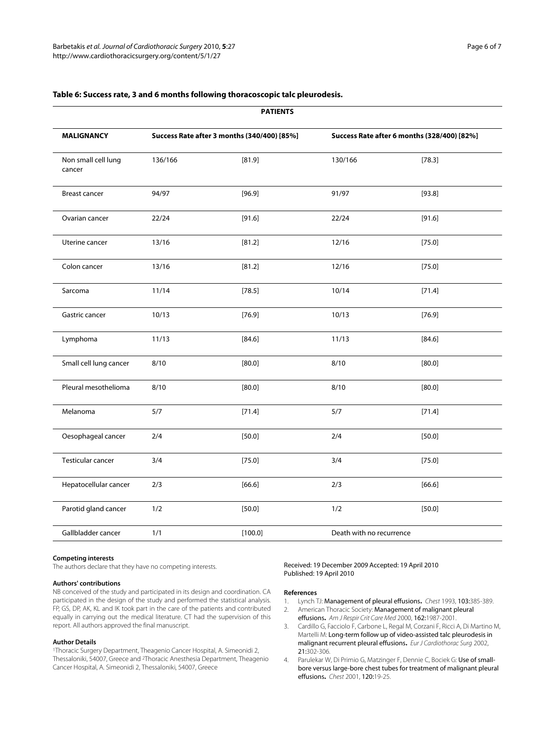**Table 6: Success rate, 3 and 6 months following thoracoscopic talc pleurodesis.**

| PATIENTS | | | | |
|---|---|---|---|---|
| **MALIGNANCY** | **Success Rate after 3 months (340/400) [85%]** | | **Success Rate after 6 months (328/400) [82%]** | |
| Non small cell lung cancer | 136/166 | [81.9] | 130/166 | [78.3] |
| Breast cancer | 94/97 | [96.9] | 91/97 | [93.8] |
| Ovarian cancer | 22/24 | [91.6] | 22/24 | [91.6] |
| Uterine cancer | 13/16 | [81.2] | 12/16 | [75.0] |
| Colon cancer | 13/16 | [81.2] | 12/16 | [75.0] |
| Sarcoma | 11/14 | [78.5] | 10/14 | [71.4] |
| Gastric cancer | 10/13 | [76.9] | 10/13 | [76.9] |
| Lymphoma | 11/13 | [84.6] | 11/13 | [84.6] |
| Small cell lung cancer | 8/10 | [80.0] | 8/10 | [80.0] |
| Pleural mesothelioma | 8/10 | [80.0] | 8/10 | [80.0] |
| Melanoma | 5/7 | [71.4] | 5/7 | [71.4] |
| Oesophageal cancer | 2/4 | [50.0] | 2/4 | [50.0] |
| Testicular cancer | 3/4 | [75.0] | 3/4 | [75.0] |
| Hepatocellular cancer | 2/3 | [66.6] | 2/3 | [66.6] |
| Parotid gland cancer | 1/2 | [50.0] | 1/2 | [50.0] |
| Gallbladder cancer | 1/1 | [100.0] | Death with no recurrence | |

#### Competing interests

The authors declare that they have no competing interests.

#### Authors' contributions

NB conceived of the study and participated in its design and coordination. CA participated in the design of the study and performed the statistical analysis. FP, GS, DP, AK, KL and IK took part in the care of the patients and contributed equally in carrying out the medical literature. CT had the supervision of this report. All authors approved the final manuscript.

#### Author Details

[1]Thoracic Surgery Department, Theagenio Cancer Hospital, A. Simeonidi 2, Thessaloniki, 54007, Greece and [2]Thoracic Anesthesia Department, Theagenio Cancer Hospital, A. Simeonidi 2, Thessaloniki, 54007, Greece

Received: 19 December 2009 Accepted: 19 April 2010
Published: 19 April 2010

#### References

1. Lynch TJ: **Management of pleural effusions.** *Chest* 1993, **103:**385-389.
2. American Thoracic Society: **Management of malignant pleural effusions.** *Am J Respir Crit Care Med* 2000, **162:**1987-2001.
3. Cardillo G, Facciolo F, Carbone L, Regal M, Corzani F, Ricci A, Di Martino M, Martelli M: **Long-term follow up of video-assisted talc pleurodesis in malignant recurrent pleural effusions.** *Eur J Cardiothorac Surg* 2002, **21:**302-306.
4. Parulekar W, Di Primio G, Matzinger F, Dennie C, Bociek G: **Use of small-bore versus large-bore chest tubes for treatment of malignant pleural effusions.** *Chest* 2001, **120:**19-25.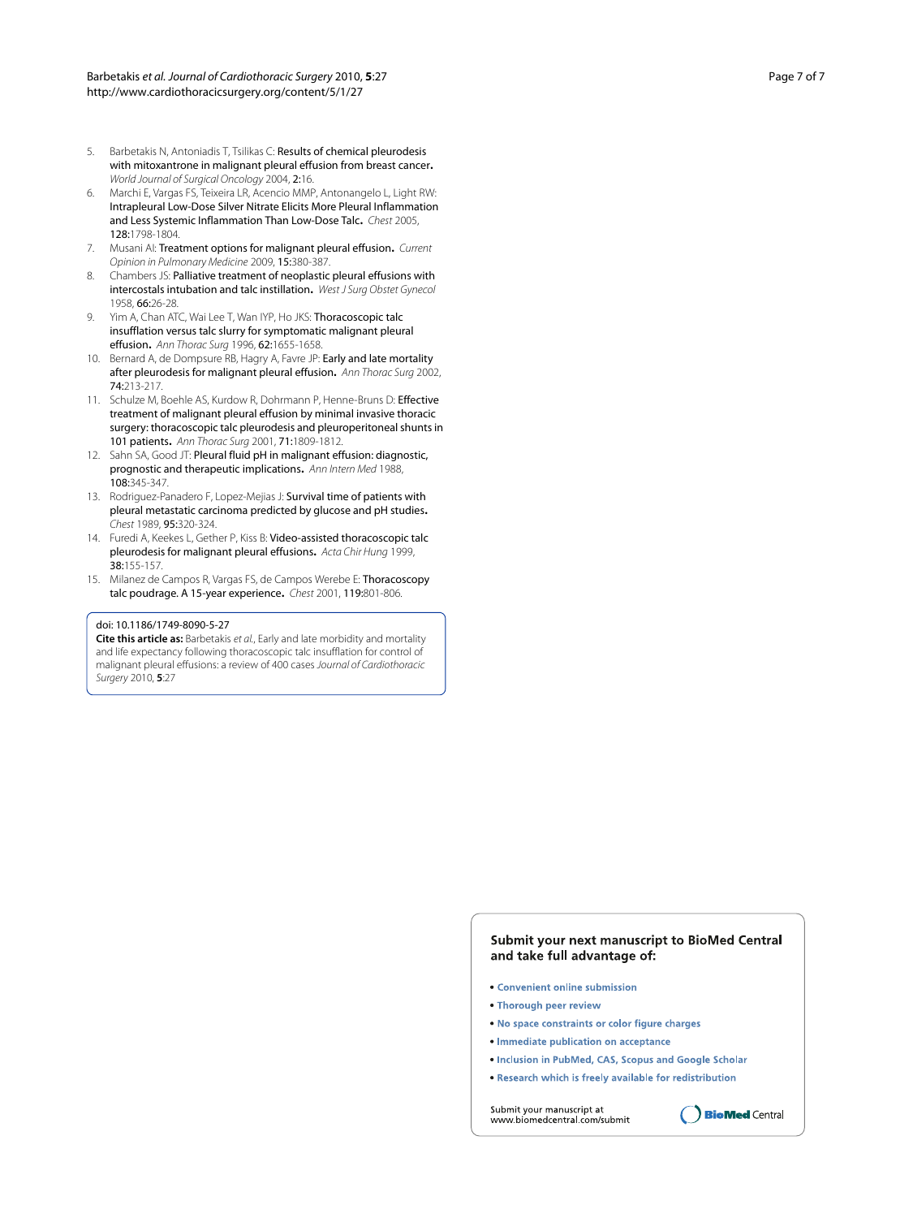5. Barbetakis N, Antoniadis T, Tsilikas C: **Results of chemical pleurodesis with mitoxantrone in malignant pleural effusion from breast cancer.** *World Journal of Surgical Oncology* 2004, **2**:16.
6. Marchi E, Vargas FS, Teixeira LR, Acencio MMP, Antonangelo L, Light RW: **Intrapleural Low-Dose Silver Nitrate Elicits More Pleural Inflammation and Less Systemic Inflammation Than Low-Dose Talc.** *Chest* 2005, **128**:1798-1804.
7. Musani AI: **Treatment options for malignant pleural effusion.** *Current Opinion in Pulmonary Medicine* 2009, **15**:380-387.
8. Chambers JS: **Palliative treatment of neoplastic pleural effusions with intercostals intubation and talc instillation.** *West J Surg Obstet Gynecol* 1958, **66**:26-28.
9. Yim A, Chan ATC, Wai Lee T, Wan IYP, Ho JKS: **Thoracoscopic talc insufflation versus talc slurry for symptomatic malignant pleural effusion.** *Ann Thorac Surg* 1996, **62**:1655-1658.
10. Bernard A, de Dompsure RB, Hagry A, Favre JP: **Early and late mortality after pleurodesis for malignant pleural effusion.** *Ann Thorac Surg* 2002, **74**:213-217.
11. Schulze M, Boehle AS, Kurdow R, Dohrmann P, Henne-Bruns D: **Effective treatment of malignant pleural effusion by minimal invasive thoracic surgery: thoracoscopic talc pleurodesis and pleuroperitoneal shunts in 101 patients.** *Ann Thorac Surg* 2001, **71**:1809-1812.
12. Sahn SA, Good JT: **Pleural fluid pH in malignant effusion: diagnostic, prognostic and therapeutic implications.** *Ann Intern Med* 1988, **108**:345-347.
13. Rodriguez-Panadero F, Lopez-Mejias J: **Survival time of patients with pleural metastatic carcinoma predicted by glucose and pH studies.** *Chest* 1989, **95**:320-324.
14. Furedi A, Keekes L, Gether P, Kiss B: **Video-assisted thoracoscopic talc pleurodesis for malignant pleural effusions.** *Acta Chir Hung* 1999, **38**:155-157.
15. Milanez de Campos R, Vargas FS, de Campos Werebe E: **Thoracoscopy talc poudrage. A 15-year experience.** *Chest* 2001, **119**:801-806.

doi: 10.1186/1749-8090-5-27

**Cite this article as:** Barbetakis *et al.*, Early and late morbidity and mortality and life expectancy following thoracoscopic talc insufflation for control of malignant pleural effusions: a review of 400 cases *Journal of Cardiothoracic Surgery* 2010, **5**:27

**Submit your next manuscript to BioMed Central and take full advantage of:**

- Convenient online submission
- Thorough peer review
- No space constraints or color figure charges
- Immediate publication on acceptance
- Inclusion in PubMed, CAS, Scopus and Google Scholar
- Research which is freely available for redistribution

Submit your manuscript at www.biomedcentral.com/submit

BioMed Central